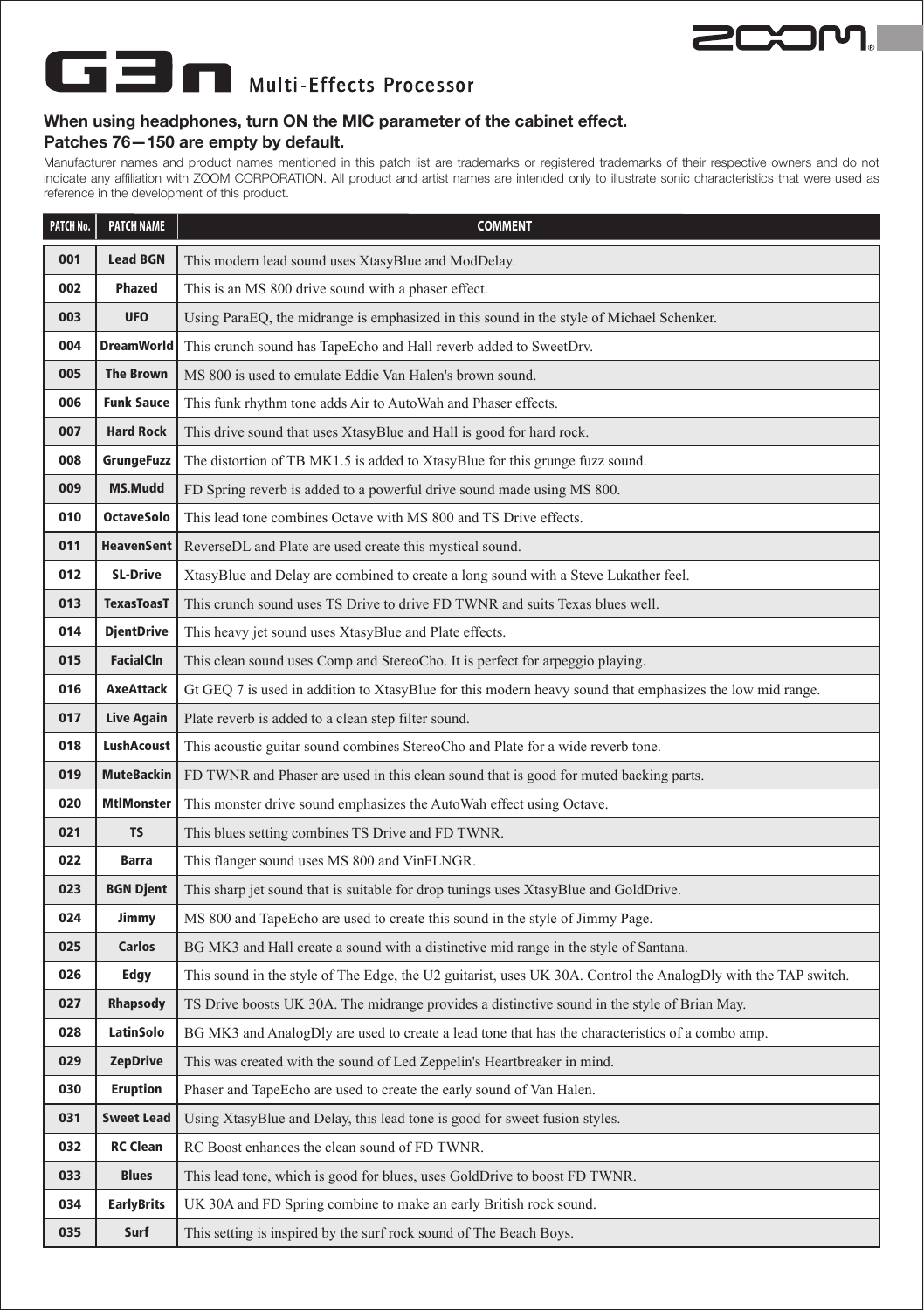# G3n Multi-Effects Processor

**When using headphones, turn ON the MIC parameter of the cabinet effect.**
**Patches 76—150 are empty by default.**

Manufacturer names and product names mentioned in this patch list are trademarks or registered trademarks of their respective owners and do not indicate any affiliation with ZOOM CORPORATION. All product and artist names are intended only to illustrate sonic characteristics that were used as reference in the development of this product.

| PATCH No. | PATCH NAME | COMMENT |
|---|---|---|
| 001 | Lead BGN | This modern lead sound uses XtasyBlue and ModDelay. |
| 002 | Phazed | This is an MS 800 drive sound with a phaser effect. |
| 003 | UFO | Using ParaEQ, the midrange is emphasized in this sound in the style of Michael Schenker. |
| 004 | DreamWorld | This crunch sound has TapeEcho and Hall reverb added to SweetDrv. |
| 005 | The Brown | MS 800 is used to emulate Eddie Van Halen's brown sound. |
| 006 | Funk Sauce | This funk rhythm tone adds Air to AutoWah and Phaser effects. |
| 007 | Hard Rock | This drive sound that uses XtasyBlue and Hall is good for hard rock. |
| 008 | GrungeFuzz | The distortion of TB MK1.5 is added to XtasyBlue for this grunge fuzz sound. |
| 009 | MS.Mudd | FD Spring reverb is added to a powerful drive sound made using MS 800. |
| 010 | OctaveSolo | This lead tone combines Octave with MS 800 and TS Drive effects. |
| 011 | HeavenSent | ReverseDL and Plate are used create this mystical sound. |
| 012 | SL-Drive | XtasyBlue and Delay are combined to create a long sound with a Steve Lukather feel. |
| 013 | TexasToasT | This crunch sound uses TS Drive to drive FD TWNR and suits Texas blues well. |
| 014 | DjentDrive | This heavy jet sound uses XtasyBlue and Plate effects. |
| 015 | FacialCln | This clean sound uses Comp and StereoCho. It is perfect for arpeggio playing. |
| 016 | AxeAttack | Gt GEQ 7 is used in addition to XtasyBlue for this modern heavy sound that emphasizes the low mid range. |
| 017 | Live Again | Plate reverb is added to a clean step filter sound. |
| 018 | LushAcoust | This acoustic guitar sound combines StereoCho and Plate for a wide reverb tone. |
| 019 | MuteBackin | FD TWNR and Phaser are used in this clean sound that is good for muted backing parts. |
| 020 | MtlMonster | This monster drive sound emphasizes the AutoWah effect using Octave. |
| 021 | TS | This blues setting combines TS Drive and FD TWNR. |
| 022 | Barra | This flanger sound uses MS 800 and VinFLNGR. |
| 023 | BGN Djent | This sharp jet sound that is suitable for drop tunings uses XtasyBlue and GoldDrive. |
| 024 | Jimmy | MS 800 and TapeEcho are used to create this sound in the style of Jimmy Page. |
| 025 | Carlos | BG MK3 and Hall create a sound with a distinctive mid range in the style of Santana. |
| 026 | Edgy | This sound in the style of The Edge, the U2 guitarist, uses UK 30A. Control the AnalogDly with the TAP switch. |
| 027 | Rhapsody | TS Drive boosts UK 30A. The midrange provides a distinctive sound in the style of Brian May. |
| 028 | LatinSolo | BG MK3 and AnalogDly are used to create a lead tone that has the characteristics of a combo amp. |
| 029 | ZepDrive | This was created with the sound of Led Zeppelin's Heartbreaker in mind. |
| 030 | Eruption | Phaser and TapeEcho are used to create the early sound of Van Halen. |
| 031 | Sweet Lead | Using XtasyBlue and Delay, this lead tone is good for sweet fusion styles. |
| 032 | RC Clean | RC Boost enhances the clean sound of FD TWNR. |
| 033 | Blues | This lead tone, which is good for blues, uses GoldDrive to boost FD TWNR. |
| 034 | EarlyBrits | UK 30A and FD Spring combine to make an early British rock sound. |
| 035 | Surf | This setting is inspired by the surf rock sound of The Beach Boys. |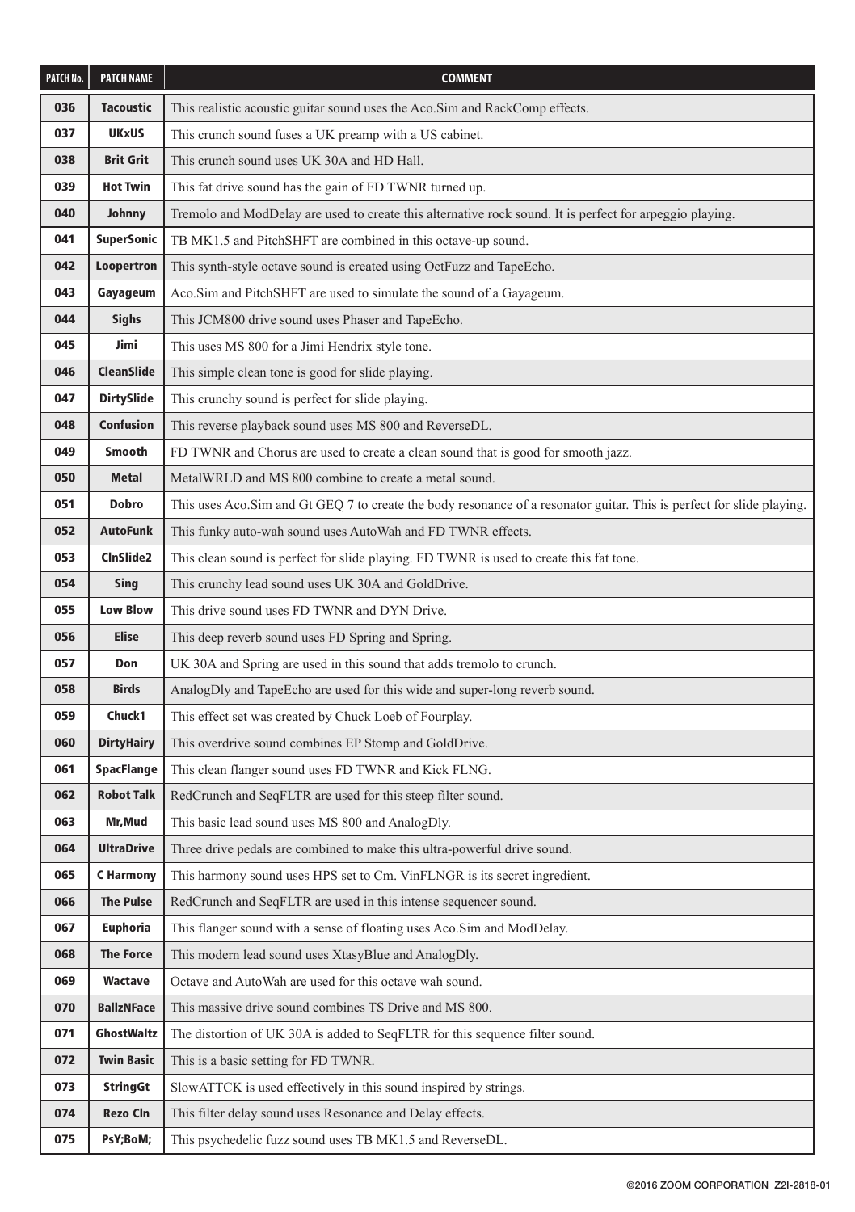| PATCH No. | PATCH NAME | COMMENT |
|---|---|---|
| 036 | Tacoustic | This realistic acoustic guitar sound uses the Aco.Sim and RackComp effects. |
| 037 | UKxUS | This crunch sound fuses a UK preamp with a US cabinet. |
| 038 | Brit Grit | This crunch sound uses UK 30A and HD Hall. |
| 039 | Hot Twin | This fat drive sound has the gain of FD TWNR turned up. |
| 040 | Johnny | Tremolo and ModDelay are used to create this alternative rock sound. It is perfect for arpeggio playing. |
| 041 | SuperSonic | TB MK1.5 and PitchSHFT are combined in this octave-up sound. |
| 042 | Loopertron | This synth-style octave sound is created using OctFuzz and TapeEcho. |
| 043 | Gayageum | Aco.Sim and PitchSHFT are used to simulate the sound of a Gayageum. |
| 044 | Sighs | This JCM800 drive sound uses Phaser and TapeEcho. |
| 045 | Jimi | This uses MS 800 for a Jimi Hendrix style tone. |
| 046 | CleanSlide | This simple clean tone is good for slide playing. |
| 047 | DirtySlide | This crunchy sound is perfect for slide playing. |
| 048 | Confusion | This reverse playback sound uses MS 800 and ReverseDL. |
| 049 | Smooth | FD TWNR and Chorus are used to create a clean sound that is good for smooth jazz. |
| 050 | Metal | MetalWRLD and MS 800 combine to create a metal sound. |
| 051 | Dobro | This uses Aco.Sim and Gt GEQ 7 to create the body resonance of a resonator guitar. This is perfect for slide playing. |
| 052 | AutoFunk | This funky auto-wah sound uses AutoWah and FD TWNR effects. |
| 053 | ClnSlide2 | This clean sound is perfect for slide playing. FD TWNR is used to create this fat tone. |
| 054 | Sing | This crunchy lead sound uses UK 30A and GoldDrive. |
| 055 | Low Blow | This drive sound uses FD TWNR and DYN Drive. |
| 056 | Elise | This deep reverb sound uses FD Spring and Spring. |
| 057 | Don | UK 30A and Spring are used in this sound that adds tremolo to crunch. |
| 058 | Birds | AnalogDly and TapeEcho are used for this wide and super-long reverb sound. |
| 059 | Chuck1 | This effect set was created by Chuck Loeb of Fourplay. |
| 060 | DirtyHairy | This overdrive sound combines EP Stomp and GoldDrive. |
| 061 | SpacFlange | This clean flanger sound uses FD TWNR and Kick FLNG. |
| 062 | Robot Talk | RedCrunch and SeqFLTR are used for this steep filter sound. |
| 063 | Mr,Mud | This basic lead sound uses MS 800 and AnalogDly. |
| 064 | UltraDrive | Three drive pedals are combined to make this ultra-powerful drive sound. |
| 065 | C Harmony | This harmony sound uses HPS set to Cm. VinFLNGR is its secret ingredient. |
| 066 | The Pulse | RedCrunch and SeqFLTR are used in this intense sequencer sound. |
| 067 | Euphoria | This flanger sound with a sense of floating uses Aco.Sim and ModDelay. |
| 068 | The Force | This modern lead sound uses XtasyBlue and AnalogDly. |
| 069 | Wactave | Octave and AutoWah are used for this octave wah sound. |
| 070 | BallzNFace | This massive drive sound combines TS Drive and MS 800. |
| 071 | GhostWaltz | The distortion of UK 30A is added to SeqFLTR for this sequence filter sound. |
| 072 | Twin Basic | This is a basic setting for FD TWNR. |
| 073 | StringGt | SlowATTCK is used effectively in this sound inspired by strings. |
| 074 | Rezo Cln | This filter delay sound uses Resonance and Delay effects. |
| 075 | PsY;BoM; | This psychedelic fuzz sound uses TB MK1.5 and ReverseDL. |

©2016 ZOOM CORPORATION Z2I-2818-01